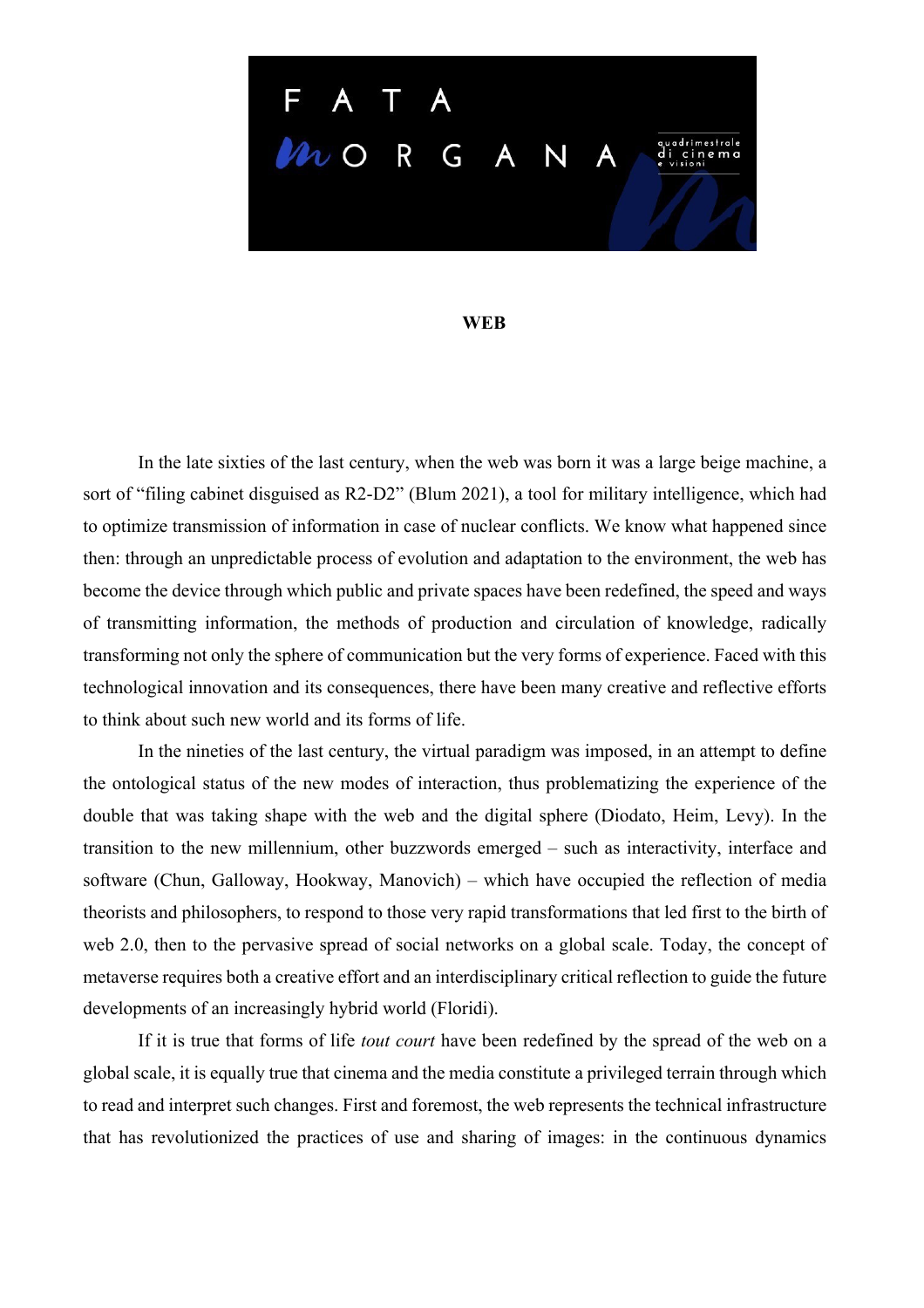# WEB

In the late sixties of the last century, when the web was born it was a large beige machine, a sort of "filing cabinet disguised as R2-D2" (Blum 2021), a tool for military intelligence, which had to optimize transmission of information in case of nuclear conflicts. We know what happened since then: through an unpredictable process of evolution and adaptation to the environment, the web has become the device through which public and private spaces have been redefined, the speed and ways of transmitting information, the methods of production and circulation of knowledge, radically transforming not only the sphere of communication but the very forms of experience. Faced with this technological innovation and its consequences, there have been many creative and reflective efforts to think about such new world and its forms of life.

In the nineties of the last century, the virtual paradigm was imposed, in an attempt to define the ontological status of the new modes of interaction, thus problematizing the experience of the double that was taking shape with the web and the digital sphere (Diodato, Heim, Levy). In the transition to the new millennium, other buzzwords emerged – such as interactivity, interface and software (Chun, Galloway, Hookway, Manovich) – which have occupied the reflection of media theorists and philosophers, to respond to those very rapid transformations that led first to the birth of web 2.0, then to the pervasive spread of social networks on a global scale. Today, the concept of metaverse requires both a creative effort and an interdisciplinary critical reflection to guide the future developments of an increasingly hybrid world (Floridi).

If it is true that forms of life *tout court* have been redefined by the spread of the web on a global scale, it is equally true that cinema and the media constitute a privileged terrain through which to read and interpret such changes. First and foremost, the web represents the technical infrastructure that has revolutionized the practices of use and sharing of images: in the continuous dynamics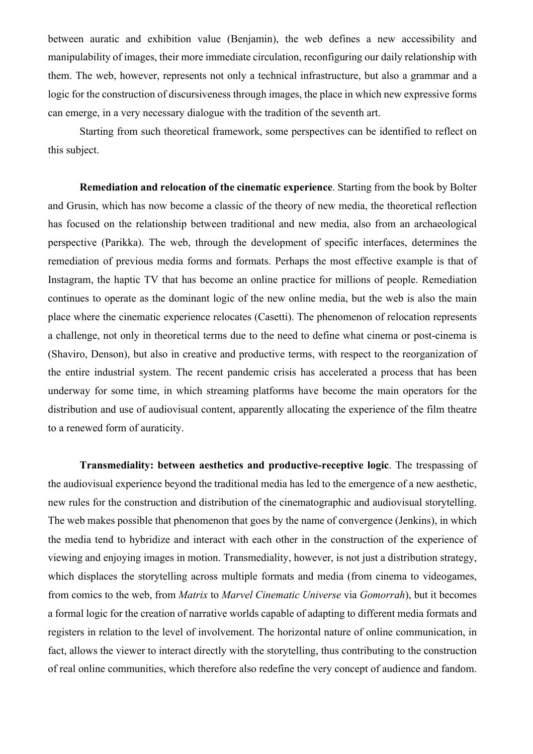between auratic and exhibition value (Benjamin), the web defines a new accessibility and manipulability of images, their more immediate circulation, reconfiguring our daily relationship with them. The web, however, represents not only a technical infrastructure, but also a grammar and a logic for the construction of discursiveness through images, the place in which new expressive forms can emerge, in a very necessary dialogue with the tradition of the seventh art.

Starting from such theoretical framework, some perspectives can be identified to reflect on this subject.

**Remediation and relocation of the cinematic experience**. Starting from the book by Bolter and Grusin, which has now become a classic of the theory of new media, the theoretical reflection has focused on the relationship between traditional and new media, also from an archaeological perspective (Parikka). The web, through the development of specific interfaces, determines the remediation of previous media forms and formats. Perhaps the most effective example is that of Instagram, the haptic TV that has become an online practice for millions of people. Remediation continues to operate as the dominant logic of the new online media, but the web is also the main place where the cinematic experience relocates (Casetti). The phenomenon of relocation represents a challenge, not only in theoretical terms due to the need to define what cinema or post-cinema is (Shaviro, Denson), but also in creative and productive terms, with respect to the reorganization of the entire industrial system. The recent pandemic crisis has accelerated a process that has been underway for some time, in which streaming platforms have become the main operators for the distribution and use of audiovisual content, apparently allocating the experience of the film theatre to a renewed form of auraticity.

**Transmediality: between aesthetics and productive-receptive logic**. The trespassing of the audiovisual experience beyond the traditional media has led to the emergence of a new aesthetic, new rules for the construction and distribution of the cinematographic and audiovisual storytelling. The web makes possible that phenomenon that goes by the name of convergence (Jenkins), in which the media tend to hybridize and interact with each other in the construction of the experience of viewing and enjoying images in motion. Transmediality, however, is not just a distribution strategy, which displaces the storytelling across multiple formats and media (from cinema to videogames, from comics to the web, from *Matrix* to *Marvel Cinematic Universe* via *Gomorrah*), but it becomes a formal logic for the creation of narrative worlds capable of adapting to different media formats and registers in relation to the level of involvement. The horizontal nature of online communication, in fact, allows the viewer to interact directly with the storytelling, thus contributing to the construction of real online communities, which therefore also redefine the very concept of audience and fandom.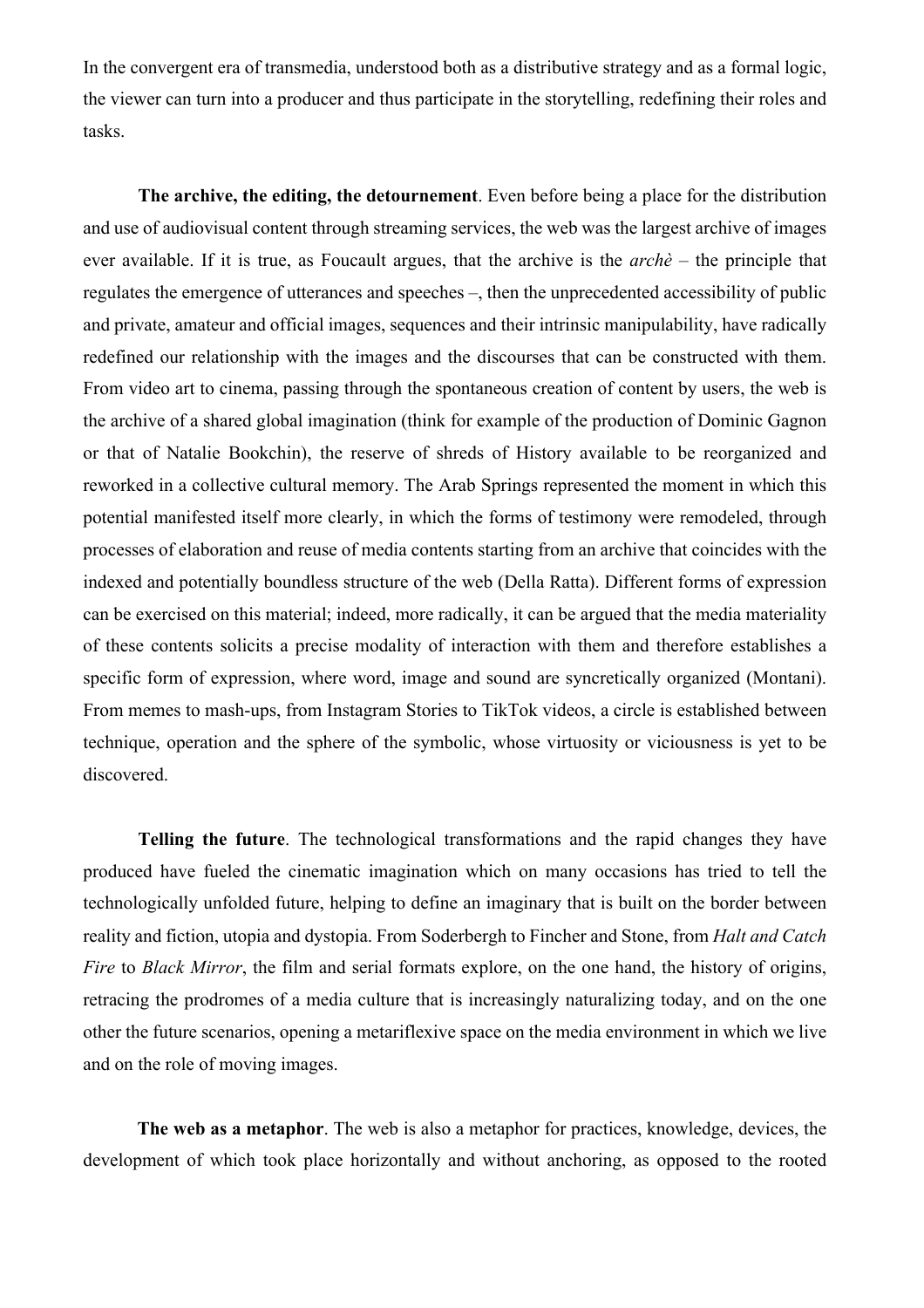In the convergent era of transmedia, understood both as a distributive strategy and as a formal logic, the viewer can turn into a producer and thus participate in the storytelling, redefining their roles and tasks.

**The archive, the editing, the detournement**. Even before being a place for the distribution and use of audiovisual content through streaming services, the web was the largest archive of images ever available. If it is true, as Foucault argues, that the archive is the *archè* – the principle that regulates the emergence of utterances and speeches –, then the unprecedented accessibility of public and private, amateur and official images, sequences and their intrinsic manipulability, have radically redefined our relationship with the images and the discourses that can be constructed with them. From video art to cinema, passing through the spontaneous creation of content by users, the web is the archive of a shared global imagination (think for example of the production of Dominic Gagnon or that of Natalie Bookchin), the reserve of shreds of History available to be reorganized and reworked in a collective cultural memory. The Arab Springs represented the moment in which this potential manifested itself more clearly, in which the forms of testimony were remodeled, through processes of elaboration and reuse of media contents starting from an archive that coincides with the indexed and potentially boundless structure of the web (Della Ratta). Different forms of expression can be exercised on this material; indeed, more radically, it can be argued that the media materiality of these contents solicits a precise modality of interaction with them and therefore establishes a specific form of expression, where word, image and sound are syncretically organized (Montani). From memes to mash-ups, from Instagram Stories to TikTok videos, a circle is established between technique, operation and the sphere of the symbolic, whose virtuosity or viciousness is yet to be discovered.

**Telling the future**. The technological transformations and the rapid changes they have produced have fueled the cinematic imagination which on many occasions has tried to tell the technologically unfolded future, helping to define an imaginary that is built on the border between reality and fiction, utopia and dystopia. From Soderbergh to Fincher and Stone, from *Halt and Catch Fire* to *Black Mirror*, the film and serial formats explore, on the one hand, the history of origins, retracing the prodromes of a media culture that is increasingly naturalizing today, and on the one other the future scenarios, opening a metariflexive space on the media environment in which we live and on the role of moving images.

**The web as a metaphor**. The web is also a metaphor for practices, knowledge, devices, the development of which took place horizontally and without anchoring, as opposed to the rooted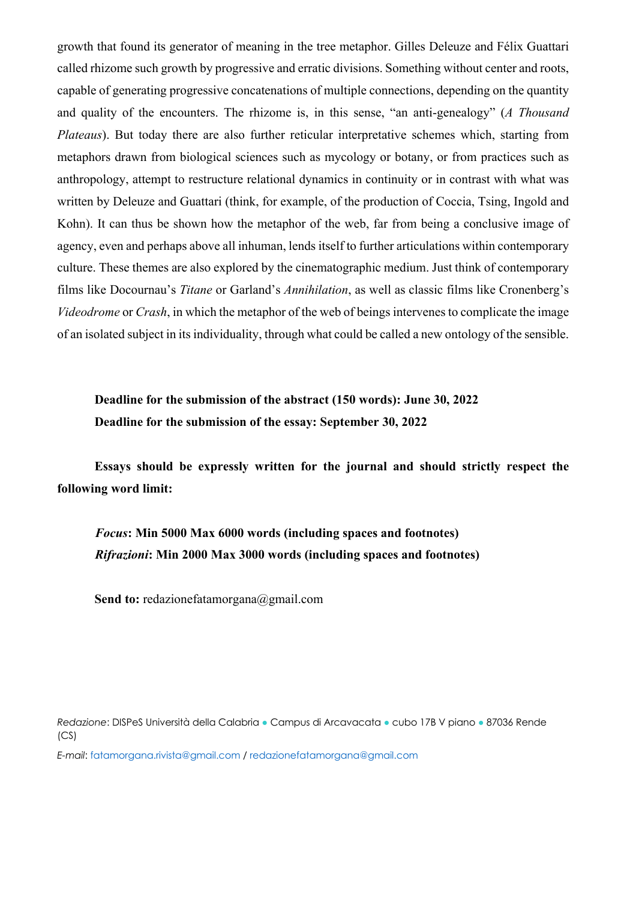growth that found its generator of meaning in the tree metaphor. Gilles Deleuze and Félix Guattari called rhizome such growth by progressive and erratic divisions. Something without center and roots, capable of generating progressive concatenations of multiple connections, depending on the quantity and quality of the encounters. The rhizome is, in this sense, "an anti-genealogy" (*A Thousand Plateaus*). But today there are also further reticular interpretative schemes which, starting from metaphors drawn from biological sciences such as mycology or botany, or from practices such as anthropology, attempt to restructure relational dynamics in continuity or in contrast with what was written by Deleuze and Guattari (think, for example, of the production of Coccia, Tsing, Ingold and Kohn). It can thus be shown how the metaphor of the web, far from being a conclusive image of agency, even and perhaps above all inhuman, lends itself to further articulations within contemporary culture. These themes are also explored by the cinematographic medium. Just think of contemporary films like Docournau's *Titane* or Garland's *Annihilation*, as well as classic films like Cronenberg's *Videodrome* or *Crash*, in which the metaphor of the web of beings intervenes to complicate the image of an isolated subject in its individuality, through what could be called a new ontology of the sensible.

**Deadline for the submission of the abstract (150 words): June 30, 2022**
**Deadline for the submission of the essay: September 30, 2022**

**Essays should be expressly written for the journal and should strictly respect the following word limit:**

***Focus*: Min 5000 Max 6000 words (including spaces and footnotes)**
***Rifrazioni*: Min 2000 Max 3000 words (including spaces and footnotes)**

**Send to:** redazionefatamorgana@gmail.com

*Redazione*: DISPeS Università della Calabria • Campus di Arcavacata • cubo 17B V piano • 87036 Rende (CS)

*E-mail*: fatamorgana.rivista@gmail.com / redazionefatamorgana@gmail.com